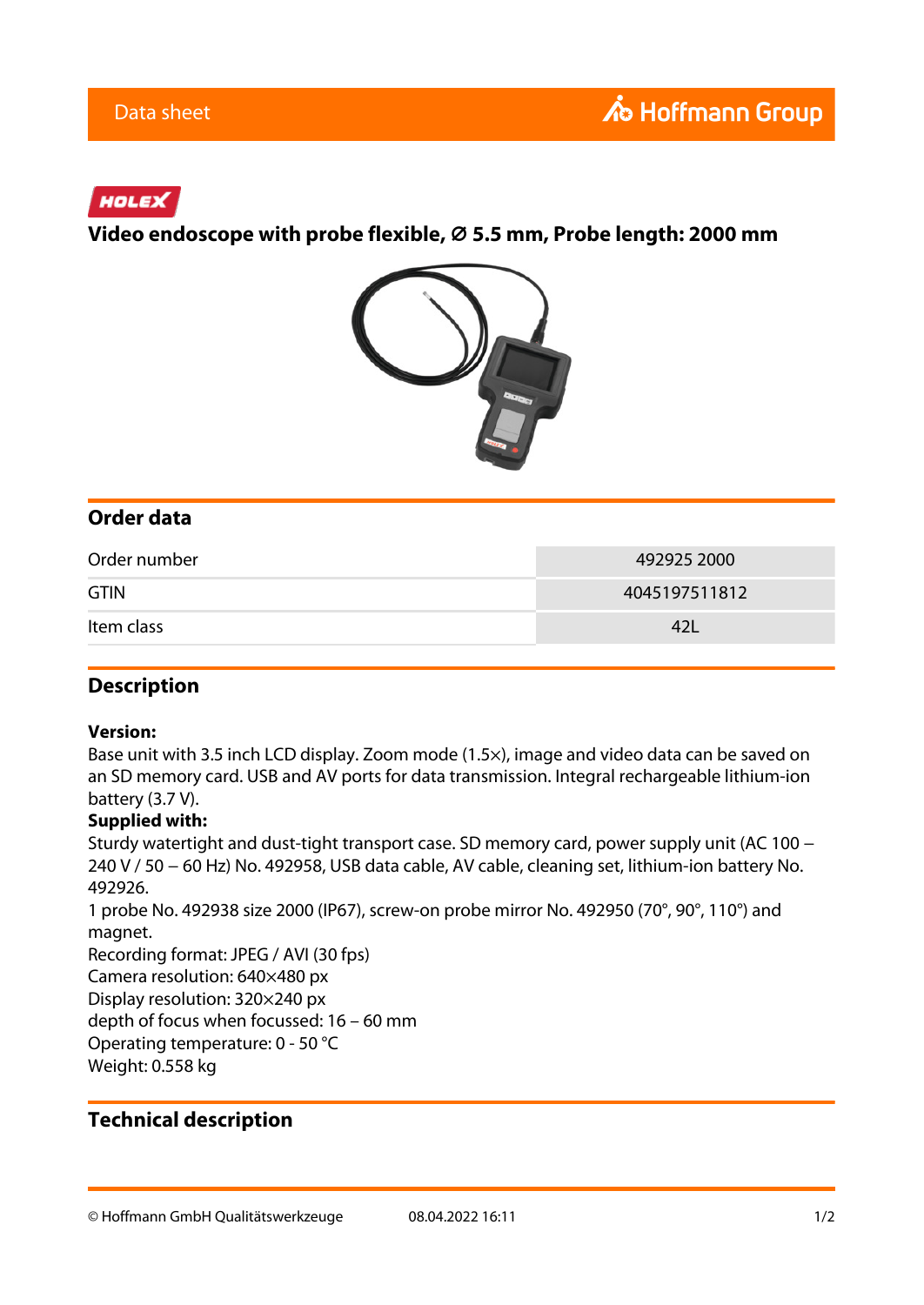HOLEX

# Video endoscope with probe flexible, ⌀ 5.5 mm, Probe length: 2000 mm

## Order data

| Order number | 492925 2000 |
| --- | --- |
| GTIN | 4045197511812 |
| Item class | 42L |

## Description

**Version:**
Base unit with 3.5 inch LCD display. Zoom mode (1.5×), image and video data can be saved on an SD memory card. USB and AV ports for data transmission. Integral rechargeable lithium-ion battery (3.7 V).
**Supplied with:**
Sturdy watertight and dust-tight transport case. SD memory card, power supply unit (AC 100 – 240 V / 50 – 60 Hz) No. 492958, USB data cable, AV cable, cleaning set, lithium-ion battery No. 492926.
1 probe No. 492938 size 2000 (IP67), screw-on probe mirror No. 492950 (70°, 90°, 110°) and magnet.
Recording format: JPEG / AVI (30 fps)
Camera resolution: 640×480 px
Display resolution: 320×240 px
depth of focus when focussed: 16 – 60 mm
Operating temperature: 0 - 50 °C
Weight: 0.558 kg

## Technical description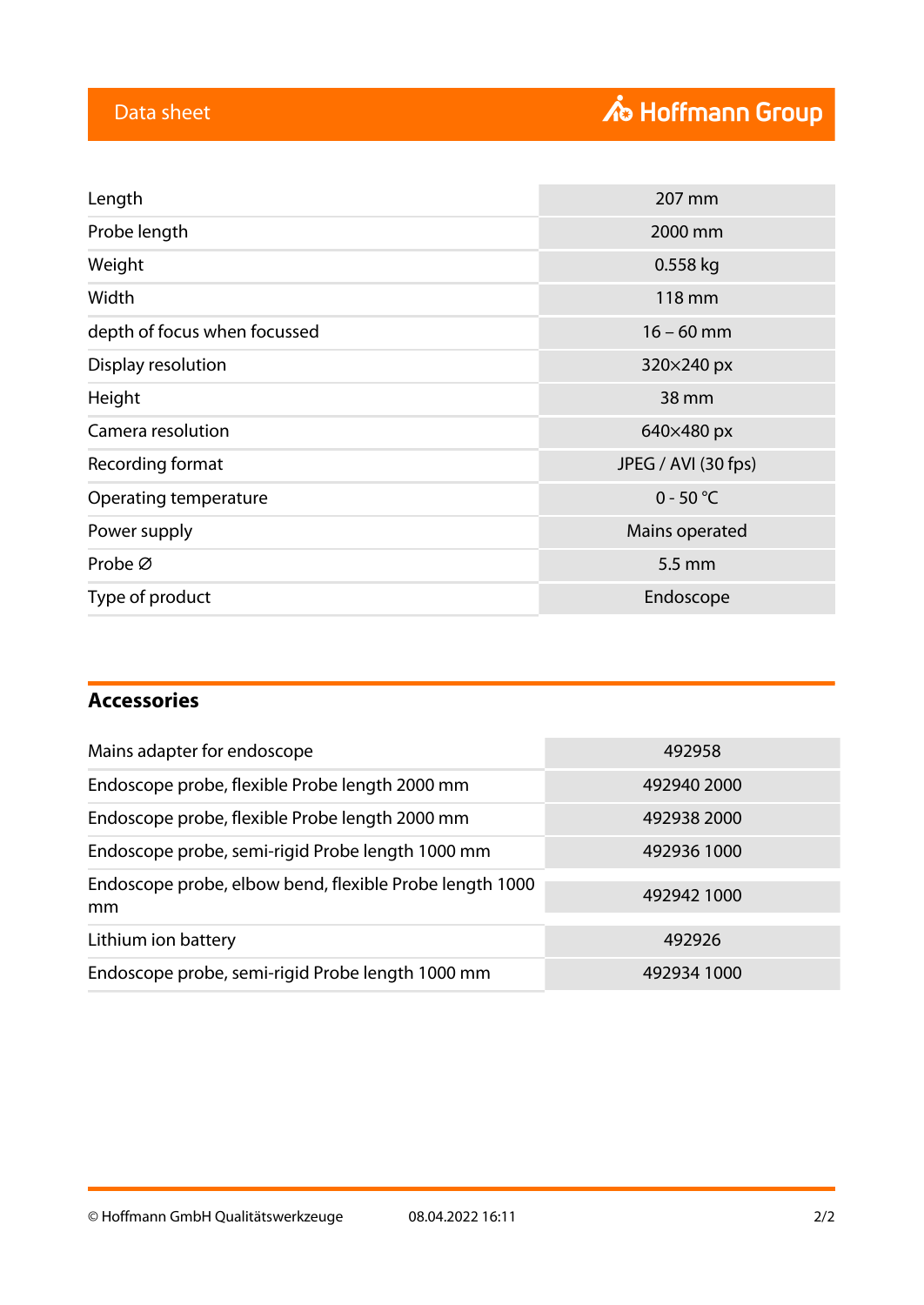| | |
|---|---|
| Length | 207 mm |
| Probe length | 2000 mm |
| Weight | 0.558 kg |
| Width | 118 mm |
| depth of focus when focussed | 16 – 60 mm |
| Display resolution | 320×240 px |
| Height | 38 mm |
| Camera resolution | 640×480 px |
| Recording format | JPEG / AVI (30 fps) |
| Operating temperature | 0 - 50 °C |
| Power supply | Mains operated |
| Probe ∅ | 5.5 mm |
| Type of product | Endoscope |

## Accessories

| | |
|---|---|
| Mains adapter for endoscope | 492958 |
| Endoscope probe, flexible Probe length 2000 mm | 492940 2000 |
| Endoscope probe, flexible Probe length 2000 mm | 492938 2000 |
| Endoscope probe, semi-rigid Probe length 1000 mm | 492936 1000 |
| Endoscope probe, elbow bend, flexible Probe length 1000 mm | 492942 1000 |
| Lithium ion battery | 492926 |
| Endoscope probe, semi-rigid Probe length 1000 mm | 492934 1000 |

© Hoffmann GmbH Qualitätswerkzeuge 08.04.2022 16:11